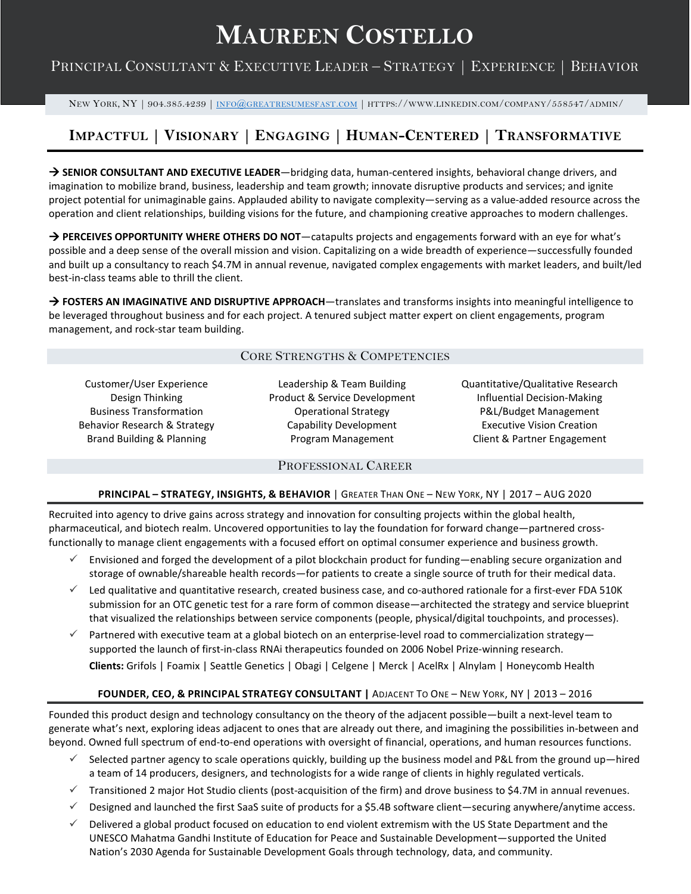# Maureen Costello

## Principal Consultant & Executive Leader – Strategy | Experience | Behavior

New York, NY | 904.385.4239 | info@greatresumesfast.com | https://www.linkedin.com/company/558547/admin/

## Impactful | Visionary | Engaging | Human-Centered | Transformative

→ **SENIOR CONSULTANT AND EXECUTIVE LEADER**—bridging data, human-centered insights, behavioral change drivers, and imagination to mobilize brand, business, leadership and team growth; innovate disruptive products and services; and ignite project potential for unimaginable gains. Applauded ability to navigate complexity—serving as a value-added resource across the operation and client relationships, building visions for the future, and championing creative approaches to modern challenges.

→ **PERCEIVES OPPORTUNITY WHERE OTHERS DO NOT**—catapults projects and engagements forward with an eye for what's possible and a deep sense of the overall mission and vision. Capitalizing on a wide breadth of experience—successfully founded and built up a consultancy to reach $4.7M in annual revenue, navigated complex engagements with market leaders, and built/led best-in-class teams able to thrill the client.

→ **FOSTERS AN IMAGINATIVE AND DISRUPTIVE APPROACH**—translates and transforms insights into meaningful intelligence to be leveraged throughout business and for each project. A tenured subject matter expert on client engagements, program management, and rock-star team building.

### Core Strengths & Competencies

- Customer/User Experience
- Design Thinking
- Business Transformation
- Behavior Research & Strategy
- Brand Building & Planning
- Leadership & Team Building
- Product & Service Development
- Operational Strategy
- Capability Development
- Program Management
- Quantitative/Qualitative Research
- Influential Decision-Making
- P&L/Budget Management
- Executive Vision Creation
- Client & Partner Engagement

### Professional Career

**PRINCIPAL – STRATEGY, INSIGHTS, & BEHAVIOR** | Greater Than One – New York, NY | 2017 – AUG 2020

Recruited into agency to drive gains across strategy and innovation for consulting projects within the global health, pharmaceutical, and biotech realm. Uncovered opportunities to lay the foundation for forward change—partnered cross-functionally to manage client engagements with a focused effort on optimal consumer experience and business growth.

- ✓ Envisioned and forged the development of a pilot blockchain product for funding—enabling secure organization and storage of ownable/shareable health records—for patients to create a single source of truth for their medical data.
- ✓ Led qualitative and quantitative research, created business case, and co-authored rationale for a first-ever FDA 510K submission for an OTC genetic test for a rare form of common disease—architected the strategy and service blueprint that visualized the relationships between service components (people, physical/digital touchpoints, and processes).
- ✓ Partnered with executive team at a global biotech on an enterprise-level road to commercialization strategy—supported the launch of first-in-class RNAi therapeutics founded on 2006 Nobel Prize-winning research.

  **Clients:** Grifols | Foamix | Seattle Genetics | Obagi | Celgene | Merck | AcelRx | Alnylam | Honeycomb Health

**FOUNDER, CEO, & PRINCIPAL STRATEGY CONSULTANT |** Adjacent To One – New York, NY | 2013 – 2016

Founded this product design and technology consultancy on the theory of the adjacent possible—built a next-level team to generate what's next, exploring ideas adjacent to ones that are already out there, and imagining the possibilities in-between and beyond. Owned full spectrum of end-to-end operations with oversight of financial, operations, and human resources functions.

- ✓ Selected partner agency to scale operations quickly, building up the business model and P&L from the ground up—hired a team of 14 producers, designers, and technologists for a wide range of clients in highly regulated verticals.
- ✓ Transitioned 2 major Hot Studio clients (post-acquisition of the firm) and drove business to $4.7M in annual revenues.
- ✓ Designed and launched the first SaaS suite of products for a $5.4B software client—securing anywhere/anytime access.
- ✓ Delivered a global product focused on education to end violent extremism with the US State Department and the UNESCO Mahatma Gandhi Institute of Education for Peace and Sustainable Development—supported the United Nation's 2030 Agenda for Sustainable Development Goals through technology, data, and community.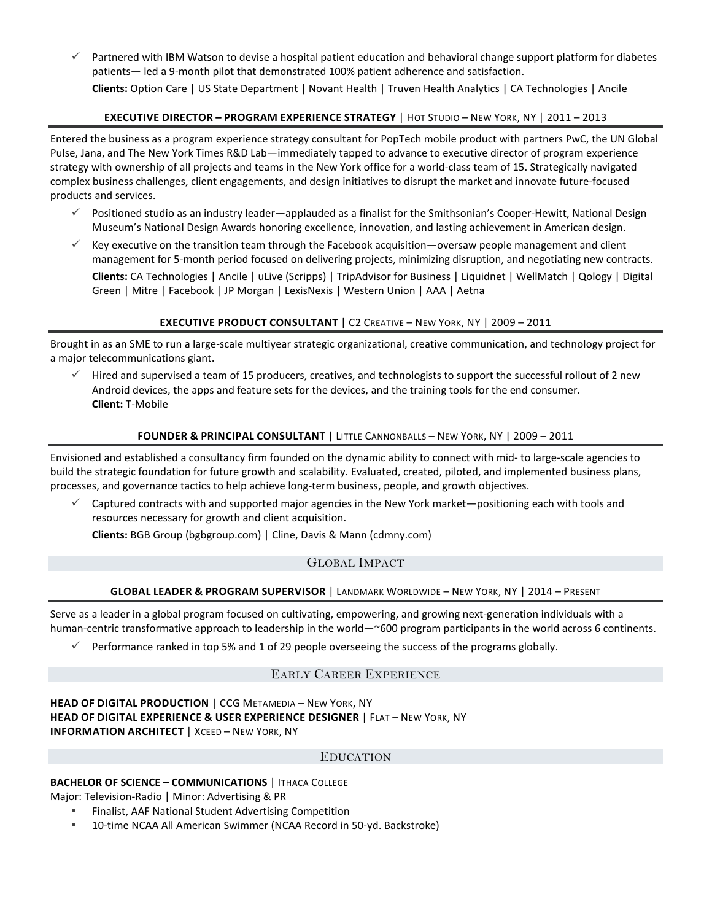- ✓ Partnered with IBM Watson to devise a hospital patient education and behavioral change support platform for diabetes patients— led a 9-month pilot that demonstrated 100% patient adherence and satisfaction.

  **Clients:** Option Care | US State Department | Novant Health | Truven Health Analytics | CA Technologies | Ancile

### EXECUTIVE DIRECTOR – PROGRAM EXPERIENCE STRATEGY | Hot Studio – New York, NY | 2011 – 2013

Entered the business as a program experience strategy consultant for PopTech mobile product with partners PwC, the UN Global Pulse, Jana, and The New York Times R&D Lab—immediately tapped to advance to executive director of program experience strategy with ownership of all projects and teams in the New York office for a world-class team of 15. Strategically navigated complex business challenges, client engagements, and design initiatives to disrupt the market and innovate future-focused products and services.

- ✓ Positioned studio as an industry leader—applauded as a finalist for the Smithsonian's Cooper-Hewitt, National Design Museum's National Design Awards honoring excellence, innovation, and lasting achievement in American design.
- ✓ Key executive on the transition team through the Facebook acquisition—oversaw people management and client management for 5-month period focused on delivering projects, minimizing disruption, and negotiating new contracts.

  **Clients:** CA Technologies | Ancile | uLive (Scripps) | TripAdvisor for Business | Liquidnet | WellMatch | Qology | Digital Green | Mitre | Facebook | JP Morgan | LexisNexis | Western Union | AAA | Aetna

### EXECUTIVE PRODUCT CONSULTANT | C2 Creative – New York, NY | 2009 – 2011

Brought in as an SME to run a large-scale multiyear strategic organizational, creative communication, and technology project for a major telecommunications giant.

- ✓ Hired and supervised a team of 15 producers, creatives, and technologists to support the successful rollout of 2 new Android devices, the apps and feature sets for the devices, and the training tools for the end consumer.

  **Client:** T-Mobile

### FOUNDER & PRINCIPAL CONSULTANT | Little Cannonballs – New York, NY | 2009 – 2011

Envisioned and established a consultancy firm founded on the dynamic ability to connect with mid- to large-scale agencies to build the strategic foundation for future growth and scalability. Evaluated, created, piloted, and implemented business plans, processes, and governance tactics to help achieve long-term business, people, and growth objectives.

- ✓ Captured contracts with and supported major agencies in the New York market—positioning each with tools and resources necessary for growth and client acquisition.

  **Clients:** BGB Group (bgbgroup.com) | Cline, Davis & Mann (cdmny.com)

## Global Impact

### GLOBAL LEADER & PROGRAM SUPERVISOR | Landmark Worldwide – New York, NY | 2014 – Present

Serve as a leader in a global program focused on cultivating, empowering, and growing next-generation individuals with a human-centric transformative approach to leadership in the world—~600 program participants in the world across 6 continents.

- ✓ Performance ranked in top 5% and 1 of 29 people overseeing the success of the programs globally.

## Early Career Experience

**HEAD OF DIGITAL PRODUCTION** | CCG Metamedia – New York, NY
**HEAD OF DIGITAL EXPERIENCE & USER EXPERIENCE DESIGNER** | Flat – New York, NY
**INFORMATION ARCHITECT** | Xceed – New York, NY

## Education

**BACHELOR OF SCIENCE – COMMUNICATIONS** | Ithaca College
Major: Television-Radio | Minor: Advertising & PR

- Finalist, AAF National Student Advertising Competition
- 10-time NCAA All American Swimmer (NCAA Record in 50-yd. Backstroke)